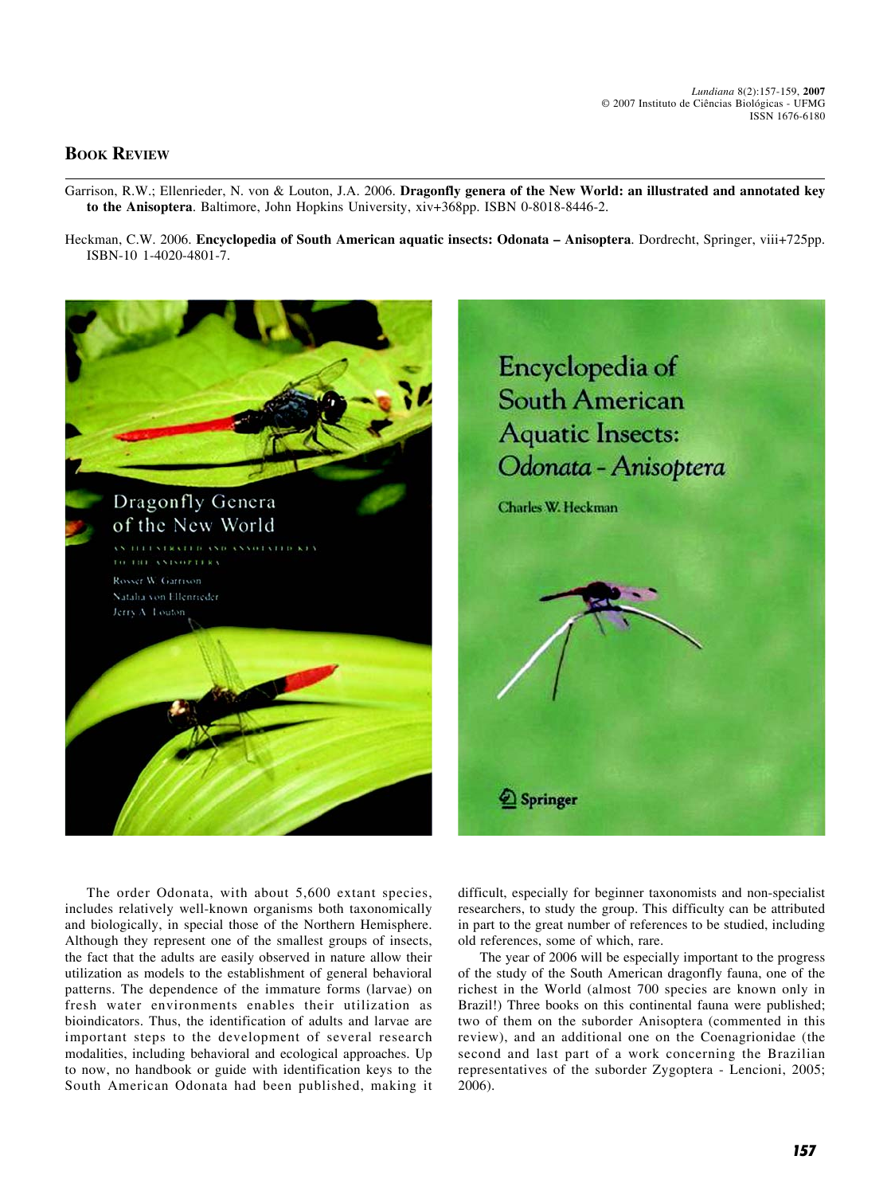## Book Review

Garrison, R.W.; Ellenrieder, N. von & Louton, J.A. 2006. **Dragonfly genera of the New World: an illustrated and annotated key to the Anisoptera**. Baltimore, John Hopkins University, xiv+368pp. ISBN 0-8018-8446-2.

Heckman, C.W. 2006. **Encyclopedia of South American aquatic insects: Odonata – Anisoptera**. Dordrecht, Springer, viii+725pp. ISBN-10 1-4020-4801-7.

The order Odonata, with about 5,600 extant species, includes relatively well-known organisms both taxonomically and biologically, in special those of the Northern Hemisphere. Although they represent one of the smallest groups of insects, the fact that the adults are easily observed in nature allow their utilization as models to the establishment of general behavioral patterns. The dependence of the immature forms (larvae) on fresh water environments enables their utilization as bioindicators. Thus, the identification of adults and larvae are important steps to the development of several research modalities, including behavioral and ecological approaches. Up to now, no handbook or guide with identification keys to the South American Odonata had been published, making it difficult, especially for beginner taxonomists and non-specialist researchers, to study the group. This difficulty can be attributed in part to the great number of references to be studied, including old references, some of which, rare.

The year of 2006 will be especially important to the progress of the study of the South American dragonfly fauna, one of the richest in the World (almost 700 species are known only in Brazil!) Three books on this continental fauna were published; two of them on the suborder Anisoptera (commented in this review), and an additional one on the Coenagrionidae (the second and last part of a work concerning the Brazilian representatives of the suborder Zygoptera - Lencioni, 2005; 2006).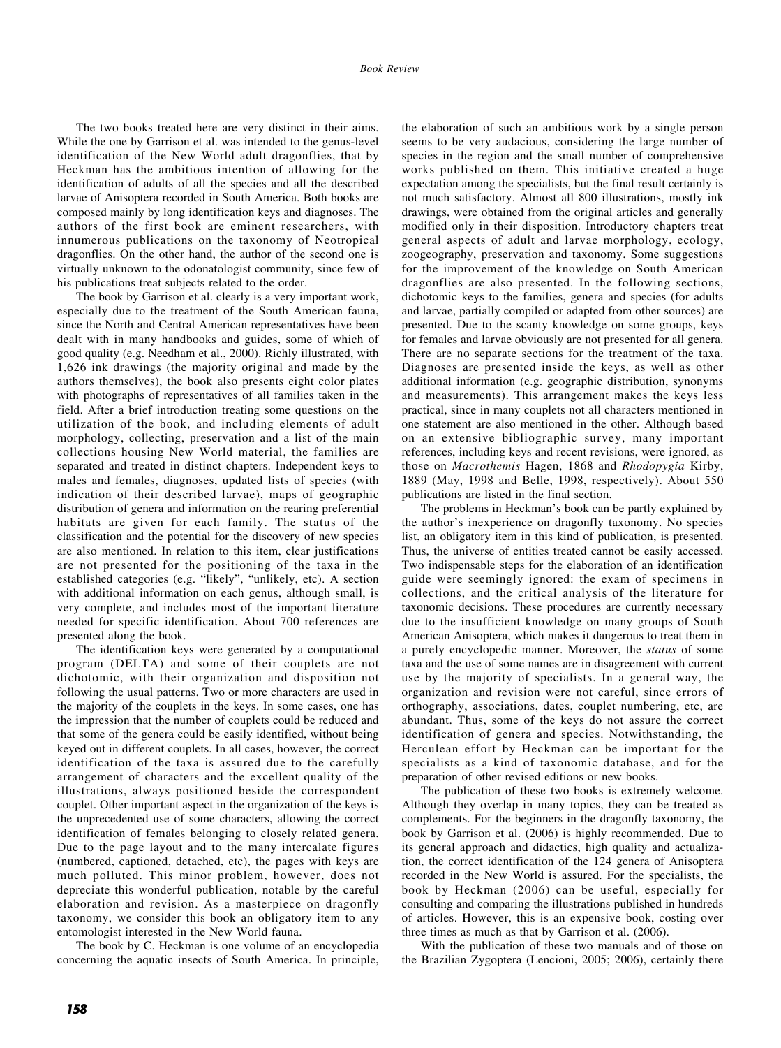The two books treated here are very distinct in their aims. While the one by Garrison et al. was intended to the genus-level identification of the New World adult dragonflies, that by Heckman has the ambitious intention of allowing for the identification of adults of all the species and all the described larvae of Anisoptera recorded in South America. Both books are composed mainly by long identification keys and diagnoses. The authors of the first book are eminent researchers, with innumerous publications on the taxonomy of Neotropical dragonflies. On the other hand, the author of the second one is virtually unknown to the odonatologist community, since few of his publications treat subjects related to the order.

The book by Garrison et al. clearly is a very important work, especially due to the treatment of the South American fauna, since the North and Central American representatives have been dealt with in many handbooks and guides, some of which of good quality (e.g. Needham et al., 2000). Richly illustrated, with 1,626 ink drawings (the majority original and made by the authors themselves), the book also presents eight color plates with photographs of representatives of all families taken in the field. After a brief introduction treating some questions on the utilization of the book, and including elements of adult morphology, collecting, preservation and a list of the main collections housing New World material, the families are separated and treated in distinct chapters. Independent keys to males and females, diagnoses, updated lists of species (with indication of their described larvae), maps of geographic distribution of genera and information on the rearing preferential habitats are given for each family. The status of the classification and the potential for the discovery of new species are also mentioned. In relation to this item, clear justifications are not presented for the positioning of the taxa in the established categories (e.g. "likely", "unlikely, etc). A section with additional information on each genus, although small, is very complete, and includes most of the important literature needed for specific identification. About 700 references are presented along the book.

The identification keys were generated by a computational program (DELTA) and some of their couplets are not dichotomic, with their organization and disposition not following the usual patterns. Two or more characters are used in the majority of the couplets in the keys. In some cases, one has the impression that the number of couplets could be reduced and that some of the genera could be easily identified, without being keyed out in different couplets. In all cases, however, the correct identification of the taxa is assured due to the carefully arrangement of characters and the excellent quality of the illustrations, always positioned beside the correspondent couplet. Other important aspect in the organization of the keys is the unprecedented use of some characters, allowing the correct identification of females belonging to closely related genera. Due to the page layout and to the many intercalate figures (numbered, captioned, detached, etc), the pages with keys are much polluted. This minor problem, however, does not depreciate this wonderful publication, notable by the careful elaboration and revision. As a masterpiece on dragonfly taxonomy, we consider this book an obligatory item to any entomologist interested in the New World fauna.

The book by C. Heckman is one volume of an encyclopedia concerning the aquatic insects of South America. In principle, the elaboration of such an ambitious work by a single person seems to be very audacious, considering the large number of species in the region and the small number of comprehensive works published on them. This initiative created a huge expectation among the specialists, but the final result certainly is not much satisfactory. Almost all 800 illustrations, mostly ink drawings, were obtained from the original articles and generally modified only in their disposition. Introductory chapters treat general aspects of adult and larvae morphology, ecology, zoogeography, preservation and taxonomy. Some suggestions for the improvement of the knowledge on South American dragonflies are also presented. In the following sections, dichotomic keys to the families, genera and species (for adults and larvae, partially compiled or adapted from other sources) are presented. Due to the scanty knowledge on some groups, keys for females and larvae obviously are not presented for all genera. There are no separate sections for the treatment of the taxa. Diagnoses are presented inside the keys, as well as other additional information (e.g. geographic distribution, synonyms and measurements). This arrangement makes the keys less practical, since in many couplets not all characters mentioned in one statement are also mentioned in the other. Although based on an extensive bibliographic survey, many important references, including keys and recent revisions, were ignored, as those on *Macrothemis* Hagen, 1868 and *Rhodopygia* Kirby, 1889 (May, 1998 and Belle, 1998, respectively). About 550 publications are listed in the final section.

The problems in Heckman's book can be partly explained by the author's inexperience on dragonfly taxonomy. No species list, an obligatory item in this kind of publication, is presented. Thus, the universe of entities treated cannot be easily accessed. Two indispensable steps for the elaboration of an identification guide were seemingly ignored: the exam of specimens in collections, and the critical analysis of the literature for taxonomic decisions. These procedures are currently necessary due to the insufficient knowledge on many groups of South American Anisoptera, which makes it dangerous to treat them in a purely encyclopedic manner. Moreover, the *status* of some taxa and the use of some names are in disagreement with current use by the majority of specialists. In a general way, the organization and revision were not careful, since errors of orthography, associations, dates, couplet numbering, *etc*, are abundant. Thus, some of the keys do not assure the correct identification of genera and species. Notwithstanding, the Herculean effort by Heckman can be important for the specialists as a kind of taxonomic database, and for the preparation of other revised editions or new books.

The publication of these two books is extremely welcome. Although they overlap in many topics, they can be treated as complements. For the beginners in the dragonfly taxonomy, the book by Garrison et al. (2006) is highly recommended. Due to its general approach and didactics, high quality and actualization, the correct identification of the 124 genera of Anisoptera recorded in the New World is assured. For the specialists, the book by Heckman (2006) can be useful, especially for consulting and comparing the illustrations published in hundreds of articles. However, this is an expensive book, costing over three times as much as that by Garrison et al. (2006).

With the publication of these two manuals and of those on the Brazilian Zygoptera (Lencioni, 2005; 2006), certainly there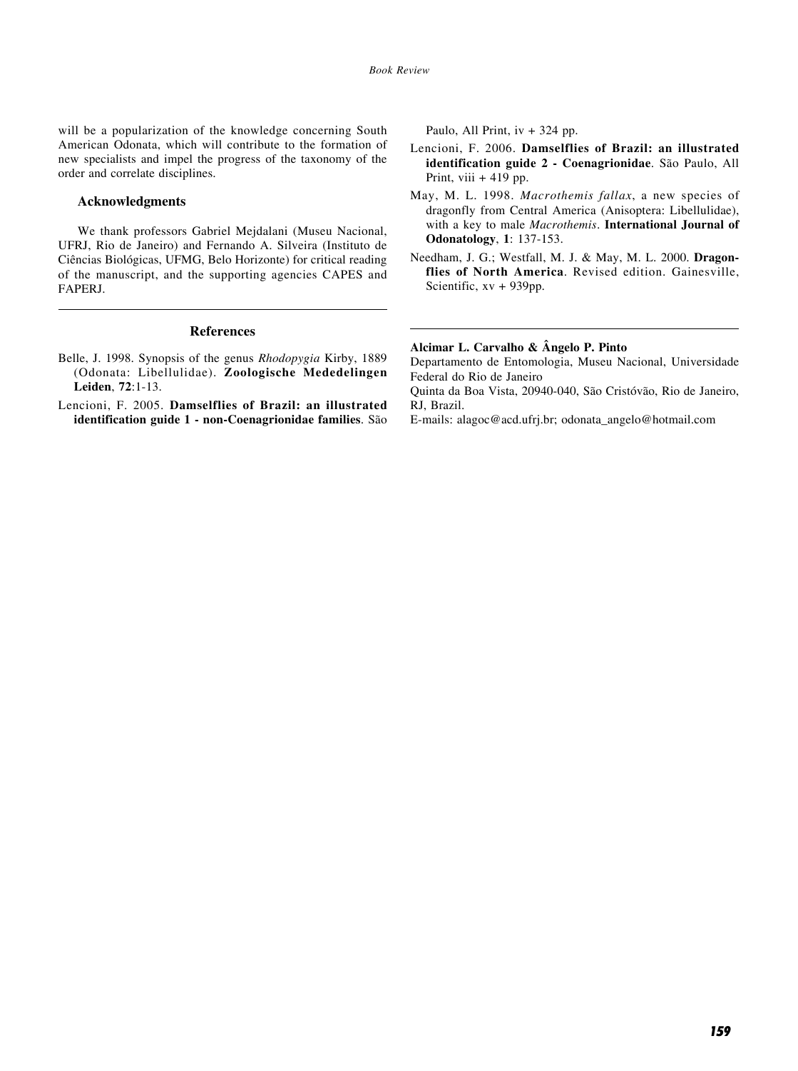will be a popularization of the knowledge concerning South American Odonata, which will contribute to the formation of new specialists and impel the progress of the taxonomy of the order and correlate disciplines.

### Acknowledgments

We thank professors Gabriel Mejdalani (Museu Nacional, UFRJ, Rio de Janeiro) and Fernando A. Silveira (Instituto de Ciências Biológicas, UFMG, Belo Horizonte) for critical reading of the manuscript, and the supporting agencies CAPES and FAPERJ.

---

## References

Belle, J. 1998. Synopsis of the genus *Rhodopygia* Kirby, 1889 (Odonata: Libellulidae). **Zoologische Mededelingen Leiden**, **72**:1-13.

Lencioni, F. 2005. **Damselflies of Brazil: an illustrated identification guide 1 - non-Coenagrionidae families**. São Paulo, All Print, iv + 324 pp.

Lencioni, F. 2006. **Damselflies of Brazil: an illustrated identification guide 2 - Coenagrionidae**. São Paulo, All Print, viii + 419 pp.

May, M. L. 1998. *Macrothemis fallax*, a new species of dragonfly from Central America (Anisoptera: Libellulidae), with a key to male *Macrothemis*. **International Journal of Odonatology**, **1**: 137-153.

Needham, J. G.; Westfall, M. J. & May, M. L. 2000. **Dragonflies of North America**. Revised edition. Gainesville, Scientific, xv + 939pp.

---

**Alcimar L. Carvalho & Ângelo P. Pinto**

Departamento de Entomologia, Museu Nacional, Universidade Federal do Rio de Janeiro

Quinta da Boa Vista, 20940-040, São Cristóvão, Rio de Janeiro, RJ, Brazil.

E-mails: alagoc@acd.ufrj.br; odonata_angelo@hotmail.com